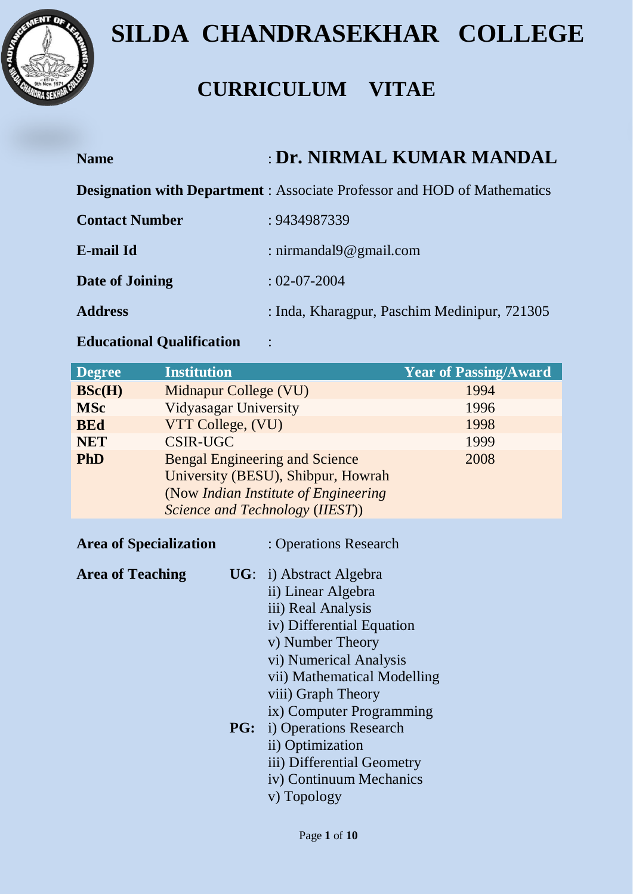# SILDA CHANDRASEKHAR COLLEGE

## CURRICULUM VITAE

**Name** : **Dr. NIRMAL KUMAR MANDAL**

**Designation with Department** : Associate Professor and HOD of Mathematics

**Contact Number** : 9434987339

**E-mail Id** : nirmandal9@gmail.com

**Date of Joining** : 02-07-2004

**Address** : Inda, Kharagpur, Paschim Medinipur, 721305

**Educational Qualification** :

| Degree | Institution | Year of Passing/Award |
|---|---|---|
| **BSc(H)** | Midnapur College (VU) | 1994 |
| **MSc** | Vidyasagar University | 1996 |
| **BEd** | VTT College, (VU) | 1998 |
| **NET** | CSIR-UGC | 1999 |
| **PhD** | Bengal Engineering and Science University (BESU), Shibpur, Howrah (Now *Indian Institute of Engineering Science and Technology* (*IIEST*)) | 2008 |

**Area of Specialization** : Operations Research

**Area of Teaching**

**UG**:
- i) Abstract Algebra
- ii) Linear Algebra
- iii) Real Analysis
- iv) Differential Equation
- v) Number Theory
- vi) Numerical Analysis
- vii) Mathematical Modelling
- viii) Graph Theory
- ix) Computer Programming

**PG:**
- i) Operations Research
- ii) Optimization
- iii) Differential Geometry
- iv) Continuum Mechanics
- v) Topology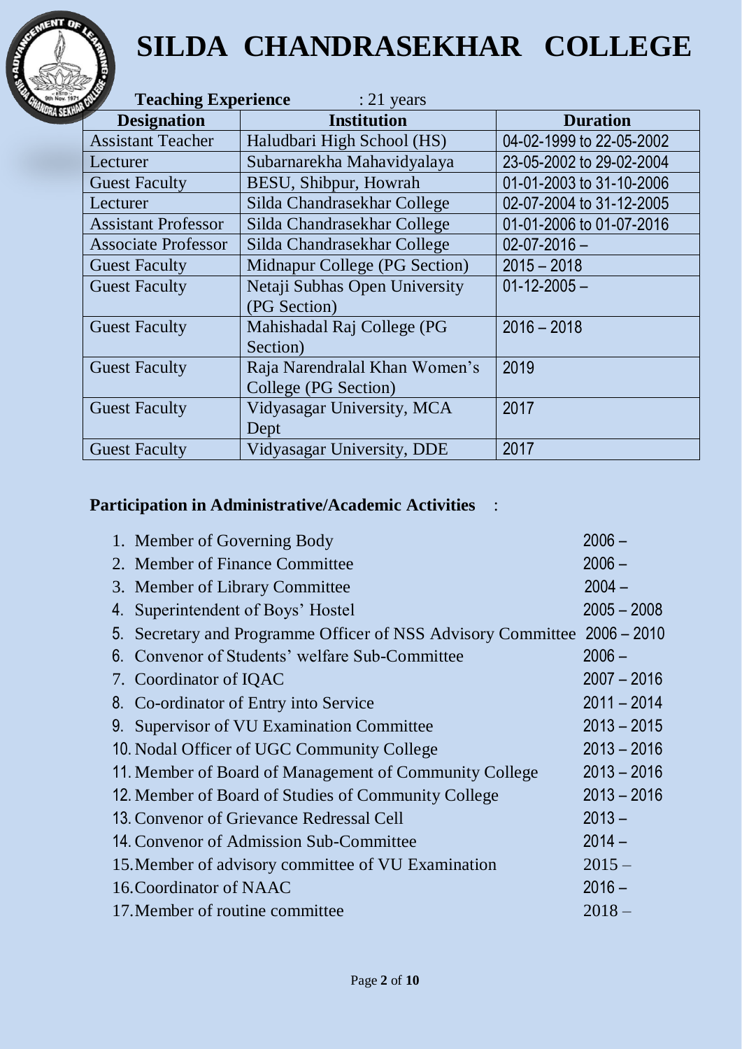# SILDA CHANDRASEKHAR COLLEGE

**Teaching Experience** : 21 years

| Designation | Institution | Duration |
|---|---|---|
| Assistant Teacher | Haludbari High School (HS) | 04-02-1999 to 22-05-2002 |
| Lecturer | Subarnarekha Mahavidyalaya | 23-05-2002 to 29-02-2004 |
| Guest Faculty | BESU, Shibpur, Howrah | 01-01-2003 to 31-10-2006 |
| Lecturer | Silda Chandrasekhar College | 02-07-2004 to 31-12-2005 |
| Assistant Professor | Silda Chandrasekhar College | 01-01-2006 to 01-07-2016 |
| Associate Professor | Silda Chandrasekhar College | 02-07-2016 – |
| Guest Faculty | Midnapur College (PG Section) | 2015 – 2018 |
| Guest Faculty | Netaji Subhas Open University (PG Section) | 01-12-2005 – |
| Guest Faculty | Mahishadal Raj College (PG Section) | 2016 – 2018 |
| Guest Faculty | Raja Narendralal Khan Women's College (PG Section) | 2019 |
| Guest Faculty | Vidyasagar University, MCA Dept | 2017 |
| Guest Faculty | Vidyasagar University, DDE | 2017 |

**Participation in Administrative/Academic Activities** :

1. Member of Governing Body 2006 –
2. Member of Finance Committee 2006 –
3. Member of Library Committee 2004 –
4. Superintendent of Boys' Hostel 2005 – 2008
5. Secretary and Programme Officer of NSS Advisory Committee 2006 – 2010
6. Convenor of Students' welfare Sub-Committee 2006 –
7. Coordinator of IQAC 2007 – 2016
8. Co-ordinator of Entry into Service 2011 – 2014
9. Supervisor of VU Examination Committee 2013 – 2015
10. Nodal Officer of UGC Community College 2013 – 2016
11. Member of Board of Management of Community College 2013 – 2016
12. Member of Board of Studies of Community College 2013 – 2016
13. Convenor of Grievance Redressal Cell 2013 –
14. Convenor of Admission Sub-Committee 2014 –
15. Member of advisory committee of VU Examination 2015 –
16. Coordinator of NAAC 2016 –
17. Member of routine committee 2018 –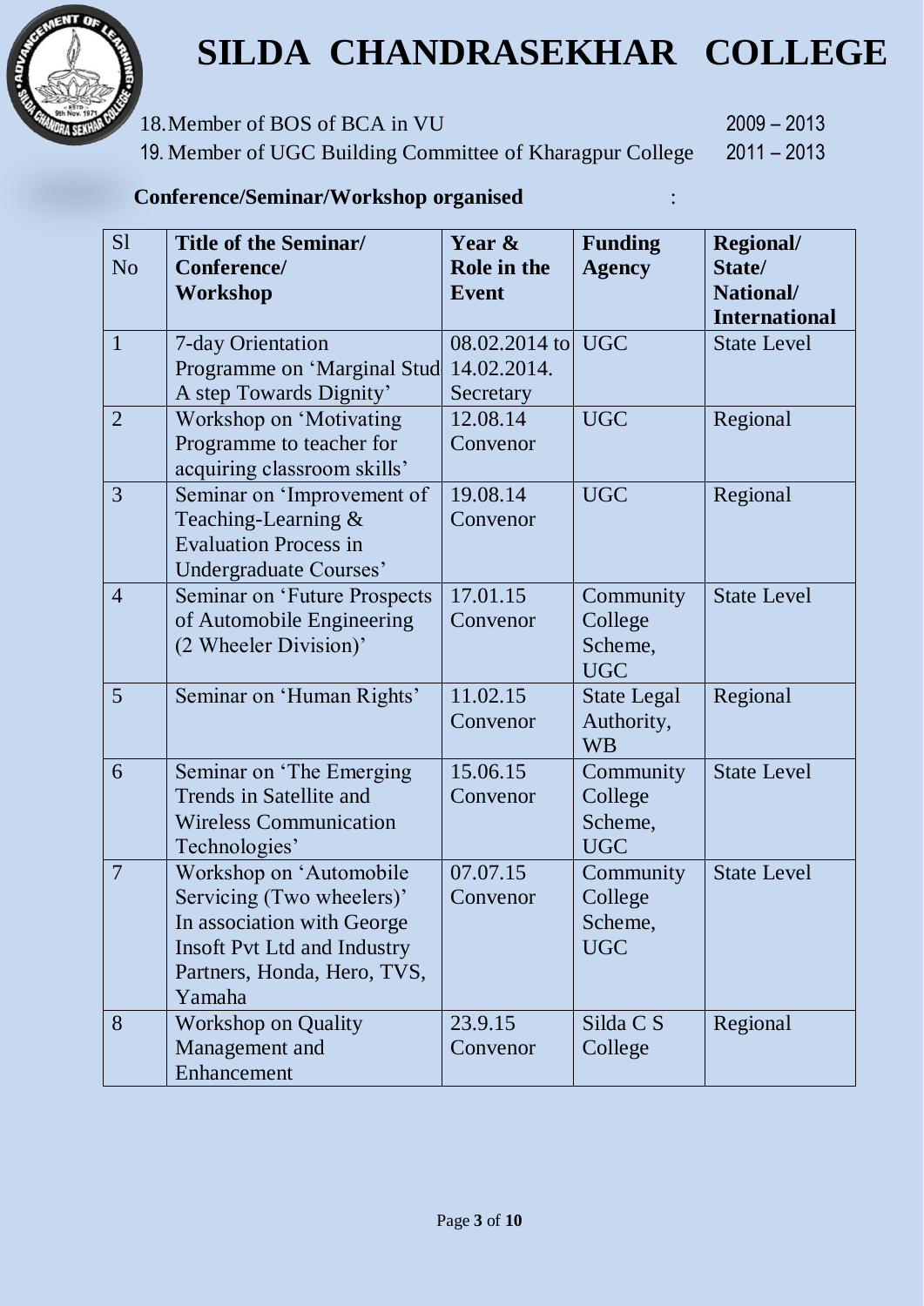# SILDA CHANDRASEKHAR COLLEGE

18. Member of BOS of BCA in VU 2009 – 2013
19. Member of UGC Building Committee of Kharagpur College 2011 – 2013

**Conference/Seminar/Workshop organised** :

| Sl No | Title of the Seminar/ Conference/ Workshop | Year & Role in the Event | Funding Agency | Regional/ State/ National/ International |
|---|---|---|---|---|
| 1 | 7-day Orientation Programme on 'Marginal Stud A step Towards Dignity' | 08.02.2014 to 14.02.2014. Secretary | UGC | State Level |
| 2 | Workshop on 'Motivating Programme to teacher for acquiring classroom skills' | 12.08.14 Convenor | UGC | Regional |
| 3 | Seminar on 'Improvement of Teaching-Learning & Evaluation Process in Undergraduate Courses' | 19.08.14 Convenor | UGC | Regional |
| 4 | Seminar on 'Future Prospects of Automobile Engineering (2 Wheeler Division)' | 17.01.15 Convenor | Community College Scheme, UGC | State Level |
| 5 | Seminar on 'Human Rights' | 11.02.15 Convenor | State Legal Authority, WB | Regional |
| 6 | Seminar on 'The Emerging Trends in Satellite and Wireless Communication Technologies' | 15.06.15 Convenor | Community College Scheme, UGC | State Level |
| 7 | Workshop on 'Automobile Servicing (Two wheelers)' In association with George Insoft Pvt Ltd and Industry Partners, Honda, Hero, TVS, Yamaha | 07.07.15 Convenor | Community College Scheme, UGC | State Level |
| 8 | Workshop on Quality Management and Enhancement | 23.9.15 Convenor | Silda C S College | Regional |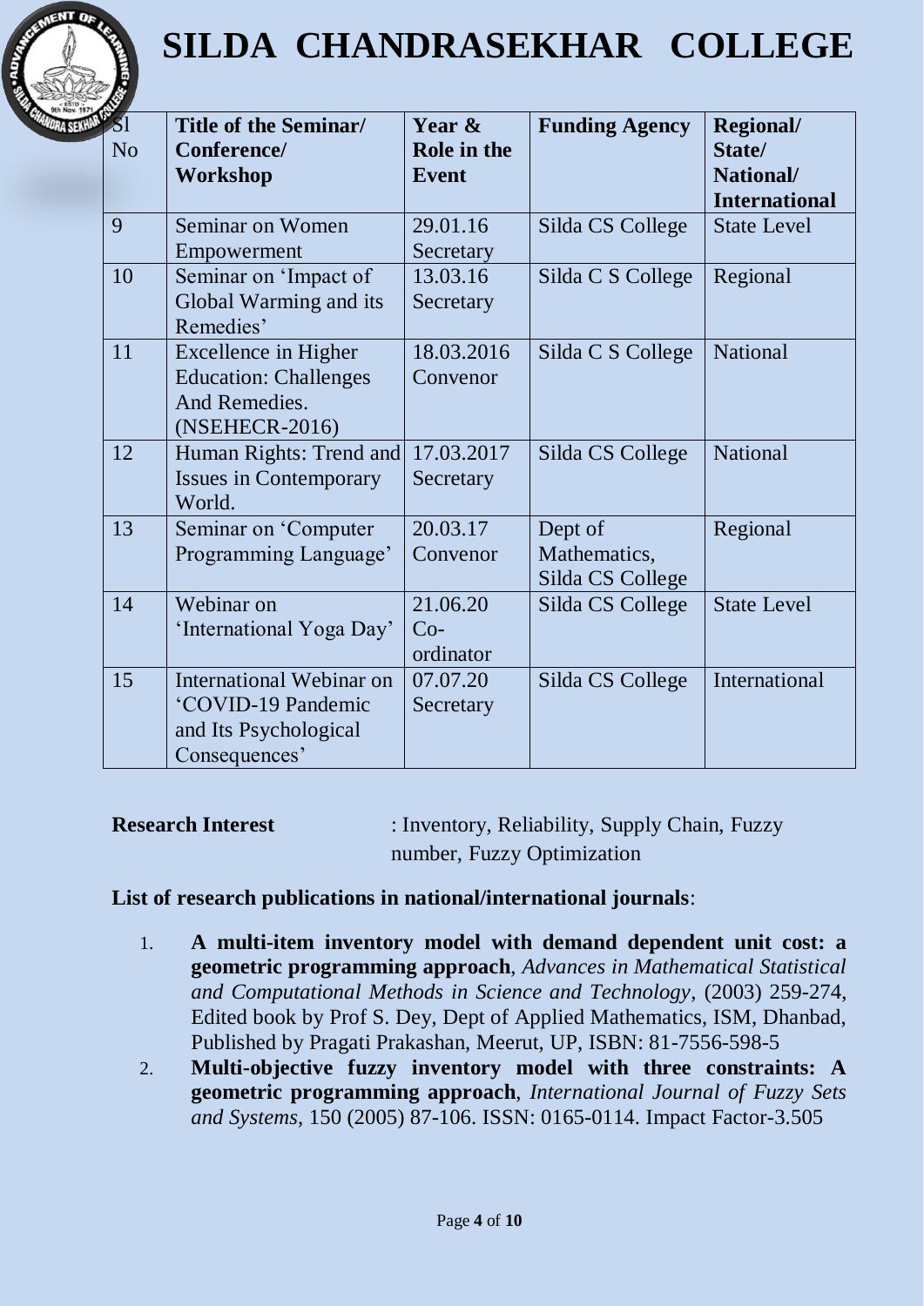| Sl No | Title of the Seminar/ Conference/ Workshop | Year & Role in the Event | Funding Agency | Regional/ State/ National/ International |
|---|---|---|---|---|
| 9 | Seminar on Women Empowerment | 29.01.16 Secretary | Silda CS College | State Level |
| 10 | Seminar on 'Impact of Global Warming and its Remedies' | 13.03.16 Secretary | Silda C S College | Regional |
| 11 | Excellence in Higher Education: Challenges And Remedies. (NSEHECR-2016) | 18.03.2016 Convenor | Silda C S College | National |
| 12 | Human Rights: Trend and Issues in Contemporary World. | 17.03.2017 Secretary | Silda CS College | National |
| 13 | Seminar on 'Computer Programming Language' | 20.03.17 Convenor | Dept of Mathematics, Silda CS College | Regional |
| 14 | Webinar on 'International Yoga Day' | 21.06.20 Co-ordinator | Silda CS College | State Level |
| 15 | International Webinar on 'COVID-19 Pandemic and Its Psychological Consequences' | 07.07.20 Secretary | Silda CS College | International |

**Research Interest** : Inventory, Reliability, Supply Chain, Fuzzy number, Fuzzy Optimization

**List of research publications in national/international journals**:

1. **A multi-item inventory model with demand dependent unit cost: a geometric programming approach**, *Advances in Mathematical Statistical and Computational Methods in Science and Technology*, (2003) 259-274, Edited book by Prof S. Dey, Dept of Applied Mathematics, ISM, Dhanbad, Published by Pragati Prakashan, Meerut, UP, ISBN: 81-7556-598-5
2. **Multi-objective fuzzy inventory model with three constraints: A geometric programming approach**, *International Journal of Fuzzy Sets and Systems*, 150 (2005) 87-106. ISSN: 0165-0114. Impact Factor-3.505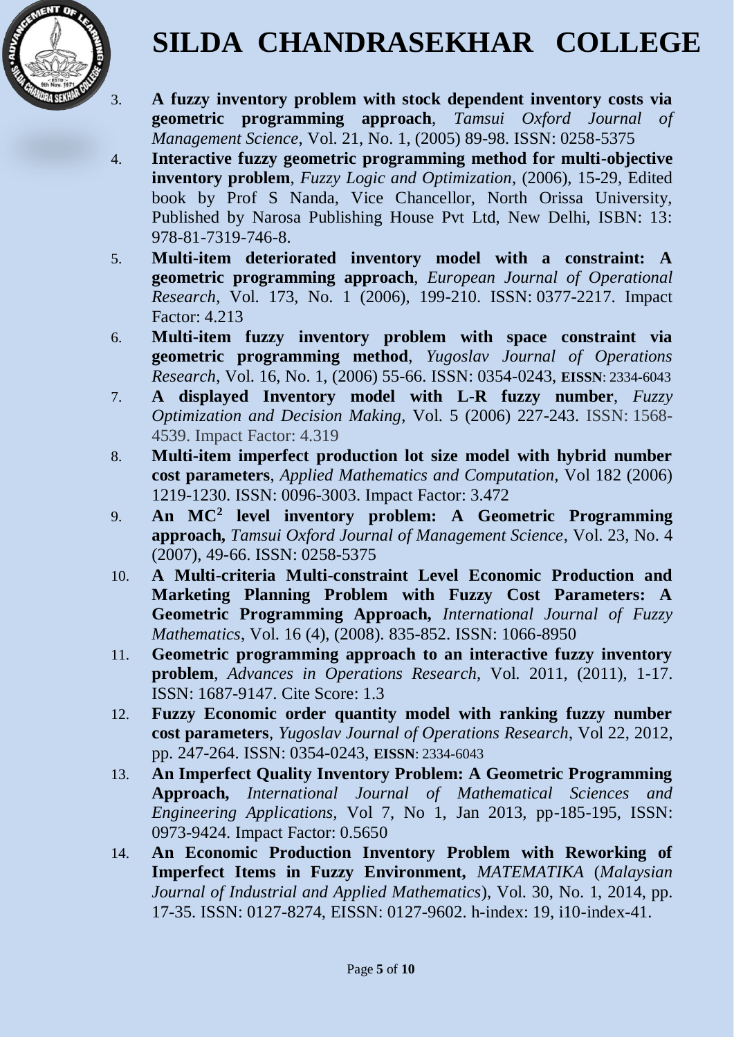3. **A fuzzy inventory problem with stock dependent inventory costs via geometric programming approach**, *Tamsui Oxford Journal of Management Science*, Vol. 21, No. 1, (2005) 89-98. ISSN: 0258-5375
4. **Interactive fuzzy geometric programming method for multi-objective inventory problem**, *Fuzzy Logic and Optimization*, (2006), 15-29, Edited book by Prof S Nanda, Vice Chancellor, North Orissa University, Published by Narosa Publishing House Pvt Ltd, New Delhi, ISBN: 13: 978-81-7319-746-8.
5. **Multi-item deteriorated inventory model with a constraint: A geometric programming approach**, *European Journal of Operational Research*, Vol. 173, No. 1 (2006), 199-210. ISSN: 0377-2217. Impact Factor: 4.213
6. **Multi-item fuzzy inventory problem with space constraint via geometric programming method**, *Yugoslav Journal of Operations Research*, Vol. 16, No. 1, (2006) 55-66. ISSN: 0354-0243, **EISSN**: 2334-6043
7. **A displayed Inventory model with L-R fuzzy number**, *Fuzzy Optimization and Decision Making*, Vol. 5 (2006) 227-243. ISSN: 1568-4539. Impact Factor: 4.319
8. **Multi-item imperfect production lot size model with hybrid number cost parameters**, *Applied Mathematics and Computation*, Vol 182 (2006) 1219-1230. ISSN: 0096-3003. Impact Factor: 3.472
9. **An $MC^2$ level inventory problem: A Geometric Programming approach,** *Tamsui Oxford Journal of Management Science*, Vol. 23, No. 4 (2007), 49-66. ISSN: 0258-5375
10. **A Multi-criteria Multi-constraint Level Economic Production and Marketing Planning Problem with Fuzzy Cost Parameters: A Geometric Programming Approach,** *International Journal of Fuzzy Mathematics*, Vol. 16 (4), (2008). 835-852. ISSN: 1066-8950
11. **Geometric programming approach to an interactive fuzzy inventory problem**, *Advances in Operations Research*, Vol. 2011, (2011), 1-17. ISSN: 1687-9147. Cite Score: 1.3
12. **Fuzzy Economic order quantity model with ranking fuzzy number cost parameters**, *Yugoslav Journal of Operations Research*, Vol 22, 2012, pp. 247-264. ISSN: 0354-0243, **EISSN**: 2334-6043
13. **An Imperfect Quality Inventory Problem: A Geometric Programming Approach,** *International Journal of Mathematical Sciences and Engineering Applications*, Vol 7, No 1, Jan 2013, pp-185-195, ISSN: 0973-9424. Impact Factor: 0.5650
14. **An Economic Production Inventory Problem with Reworking of Imperfect Items in Fuzzy Environment,** *MATEMATIKA* (*Malaysian Journal of Industrial and Applied Mathematics*), Vol. 30, No. 1, 2014, pp. 17-35. ISSN: 0127-8274, EISSN: 0127-9602. h-index: 19, i10-index-41.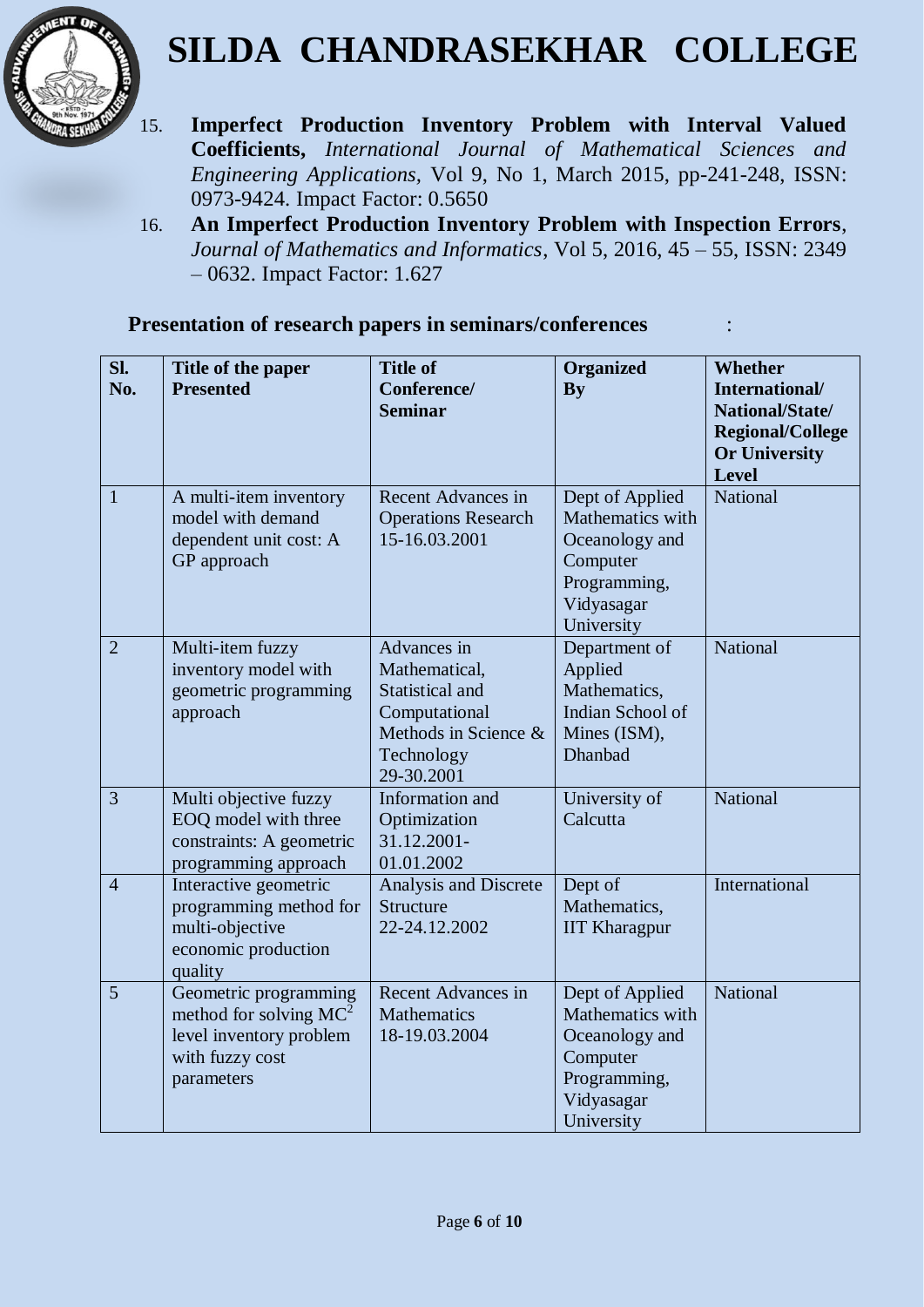15. **Imperfect Production Inventory Problem with Interval Valued Coefficients,** *International Journal of Mathematical Sciences and Engineering Applications*, Vol 9, No 1, March 2015, pp-241-248, ISSN: 0973-9424. Impact Factor: 0.5650
16. **An Imperfect Production Inventory Problem with Inspection Errors**, *Journal of Mathematics and Informatics*, Vol 5, 2016, 45 – 55, ISSN: 2349 – 0632. Impact Factor: 1.627

**Presentation of research papers in seminars/conferences :**

| Sl. No. | Title of the paper Presented | Title of Conference/ Seminar | Organized By | Whether International/ National/State/ Regional/College Or University Level |
|---|---|---|---|---|
| 1 | A multi-item inventory model with demand dependent unit cost: A GP approach | Recent Advances in Operations Research 15-16.03.2001 | Dept of Applied Mathematics with Oceanology and Computer Programming, Vidyasagar University | National |
| 2 | Multi-item fuzzy inventory model with geometric programming approach | Advances in Mathematical, Statistical and Computational Methods in Science & Technology 29-30.2001 | Department of Applied Mathematics, Indian School of Mines (ISM), Dhanbad | National |
| 3 | Multi objective fuzzy EOQ model with three constraints: A geometric programming approach | Information and Optimization 31.12.2001-01.01.2002 | University of Calcutta | National |
| 4 | Interactive geometric programming method for multi-objective economic production quality | Analysis and Discrete Structure 22-24.12.2002 | Dept of Mathematics, IIT Kharagpur | International |
| 5 | Geometric programming method for solving $MC^2$ level inventory problem with fuzzy cost parameters | Recent Advances in Mathematics 18-19.03.2004 | Dept of Applied Mathematics with Oceanology and Computer Programming, Vidyasagar University | National |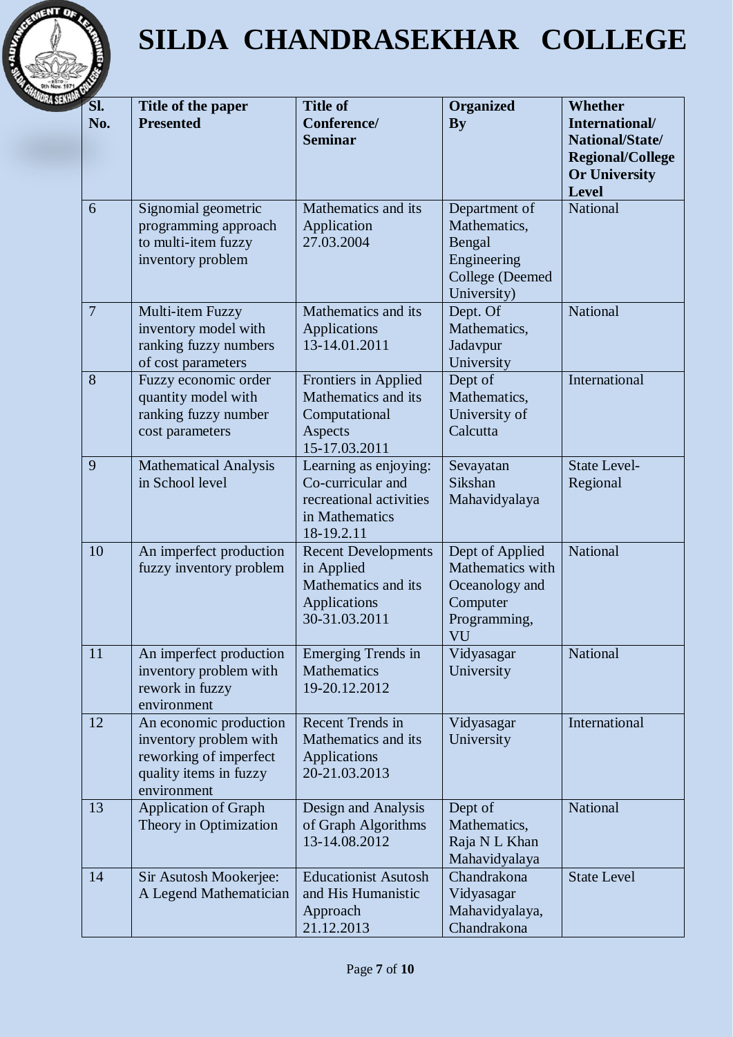# SILDA CHANDRASEKHAR COLLEGE

| Sl. No. | Title of the paper Presented | Title of Conference/ Seminar | Organized By | Whether International/ National/State/ Regional/College Or University Level |
|---|---|---|---|---|
| 6 | Signomial geometric programming approach to multi-item fuzzy inventory problem | Mathematics and its Application 27.03.2004 | Department of Mathematics, Bengal Engineering College (Deemed University) | National |
| 7 | Multi-item Fuzzy inventory model with ranking fuzzy numbers of cost parameters | Mathematics and its Applications 13-14.01.2011 | Dept. Of Mathematics, Jadavpur University | National |
| 8 | Fuzzy economic order quantity model with ranking fuzzy number cost parameters | Frontiers in Applied Mathematics and its Computational Aspects 15-17.03.2011 | Dept of Mathematics, University of Calcutta | International |
| 9 | Mathematical Analysis in School level | Learning as enjoying: Co-curricular and recreational activities in Mathematics 18-19.2.11 | Sevayatan Sikshan Mahavidyalaya | State Level-Regional |
| 10 | An imperfect production fuzzy inventory problem | Recent Developments in Applied Mathematics and its Applications 30-31.03.2011 | Dept of Applied Mathematics with Oceanology and Computer Programming, VU | National |
| 11 | An imperfect production inventory problem with rework in fuzzy environment | Emerging Trends in Mathematics 19-20.12.2012 | Vidyasagar University | National |
| 12 | An economic production inventory problem with reworking of imperfect quality items in fuzzy environment | Recent Trends in Mathematics and its Applications 20-21.03.2013 | Vidyasagar University | International |
| 13 | Application of Graph Theory in Optimization | Design and Analysis of Graph Algorithms 13-14.08.2012 | Dept of Mathematics, Raja N L Khan Mahavidyalaya | National |
| 14 | Sir Asutosh Mookerjee: A Legend Mathematician | Educationist Asutosh and His Humanistic Approach 21.12.2013 | Chandrakona Vidyasagar Mahavidyalaya, Chandrakona | State Level |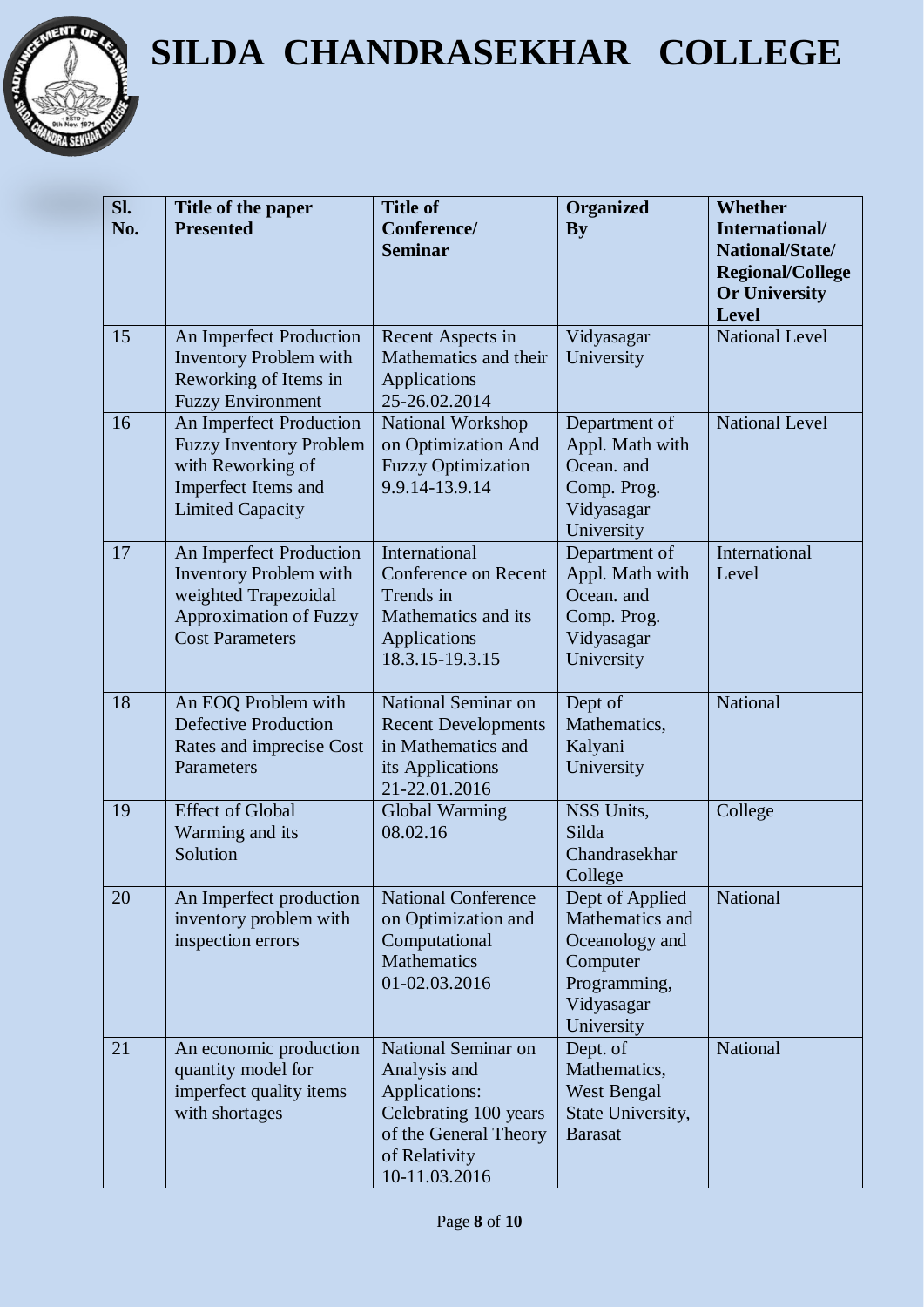# SILDA CHANDRASEKHAR COLLEGE

| Sl. No. | Title of the paper Presented | Title of Conference/ Seminar | Organized By | Whether International/ National/State/ Regional/College Or University Level |
|---|---|---|---|---|
| 15 | An Imperfect Production Inventory Problem with Reworking of Items in Fuzzy Environment | Recent Aspects in Mathematics and their Applications 25-26.02.2014 | Vidyasagar University | National Level |
| 16 | An Imperfect Production Fuzzy Inventory Problem with Reworking of Imperfect Items and Limited Capacity | National Workshop on Optimization And Fuzzy Optimization 9.9.14-13.9.14 | Department of Appl. Math with Ocean. and Comp. Prog. Vidyasagar University | National Level |
| 17 | An Imperfect Production Inventory Problem with weighted Trapezoidal Approximation of Fuzzy Cost Parameters | International Conference on Recent Trends in Mathematics and its Applications 18.3.15-19.3.15 | Department of Appl. Math with Ocean. and Comp. Prog. Vidyasagar University | International Level |
| 18 | An EOQ Problem with Defective Production Rates and imprecise Cost Parameters | National Seminar on Recent Developments in Mathematics and its Applications 21-22.01.2016 | Dept of Mathematics, Kalyani University | National |
| 19 | Effect of Global Warming and its Solution | Global Warming 08.02.16 | NSS Units, Silda Chandrasekhar College | College |
| 20 | An Imperfect production inventory problem with inspection errors | National Conference on Optimization and Computational Mathematics 01-02.03.2016 | Dept of Applied Mathematics and Oceanology and Computer Programming, Vidyasagar University | National |
| 21 | An economic production quantity model for imperfect quality items with shortages | National Seminar on Analysis and Applications: Celebrating 100 years of the General Theory of Relativity 10-11.03.2016 | Dept. of Mathematics, West Bengal State University, Barasat | National |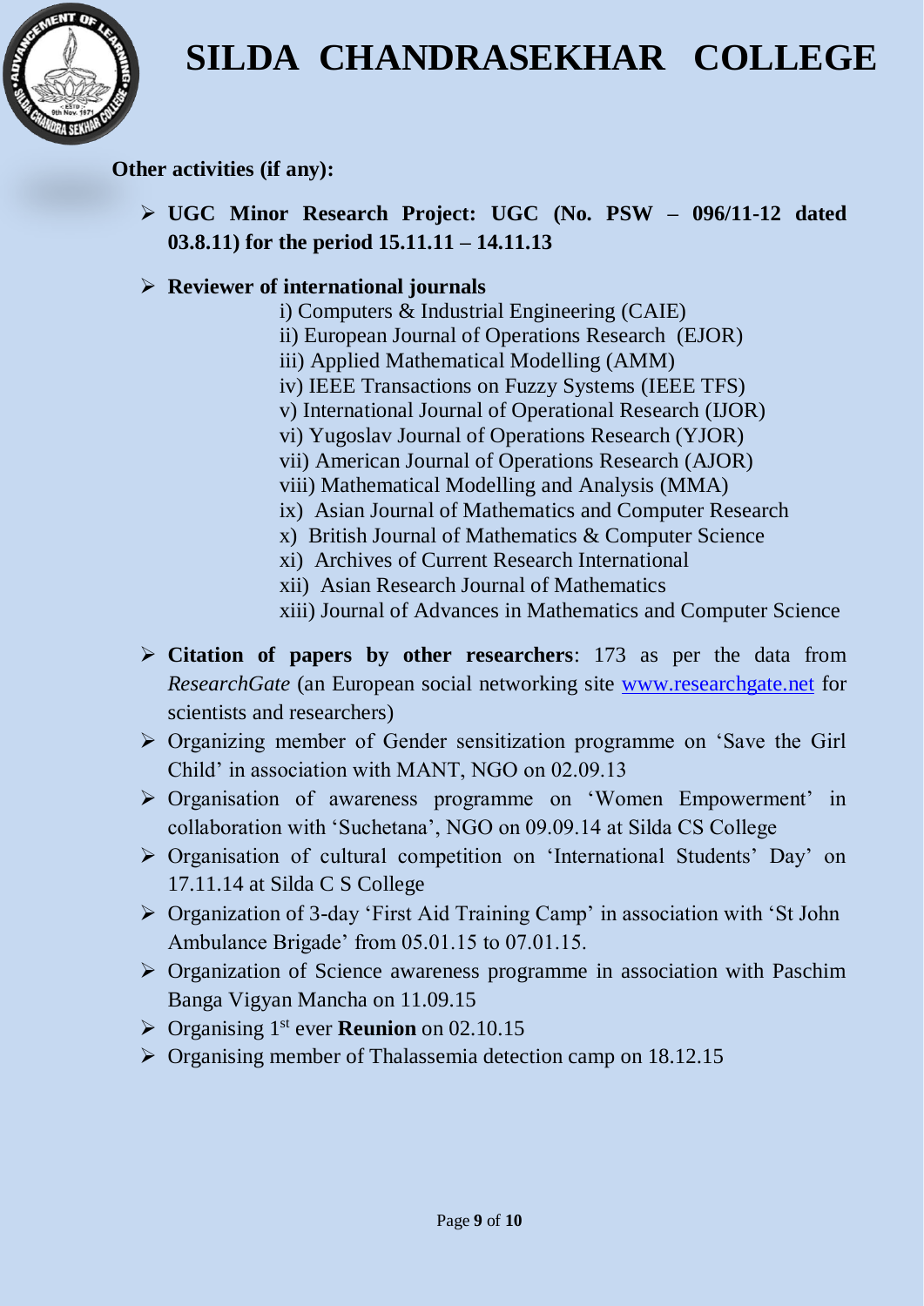# SILDA CHANDRASEKHAR COLLEGE

**Other activities (if any):**

- **UGC Minor Research Project: UGC (No. PSW – 096/11-12 dated 03.8.11) for the period 15.11.11 – 14.11.13**
- **Reviewer of international journals**

  i) Computers & Industrial Engineering (CAIE)
  ii) European Journal of Operations Research (EJOR)
  iii) Applied Mathematical Modelling (AMM)
  iv) IEEE Transactions on Fuzzy Systems (IEEE TFS)
  v) International Journal of Operational Research (IJOR)
  vi) Yugoslav Journal of Operations Research (YJOR)
  vii) American Journal of Operations Research (AJOR)
  viii) Mathematical Modelling and Analysis (MMA)
  ix) Asian Journal of Mathematics and Computer Research
  x) British Journal of Mathematics & Computer Science
  xi) Archives of Current Research International
  xii) Asian Research Journal of Mathematics
  xiii) Journal of Advances in Mathematics and Computer Science

- **Citation of papers by other researchers**: 173 as per the data from *ResearchGate* (an European social networking site www.researchgate.net for scientists and researchers)
- Organizing member of Gender sensitization programme on 'Save the Girl Child' in association with MANT, NGO on 02.09.13
- Organisation of awareness programme on 'Women Empowerment' in collaboration with 'Suchetana', NGO on 09.09.14 at Silda CS College
- Organisation of cultural competition on 'International Students' Day' on 17.11.14 at Silda C S College
- Organization of 3-day 'First Aid Training Camp' in association with 'St John Ambulance Brigade' from 05.01.15 to 07.01.15.
- Organization of Science awareness programme in association with Paschim Banga Vigyan Mancha on 11.09.15
- Organising 1st ever **Reunion** on 02.10.15
- Organising member of Thalassemia detection camp on 18.12.15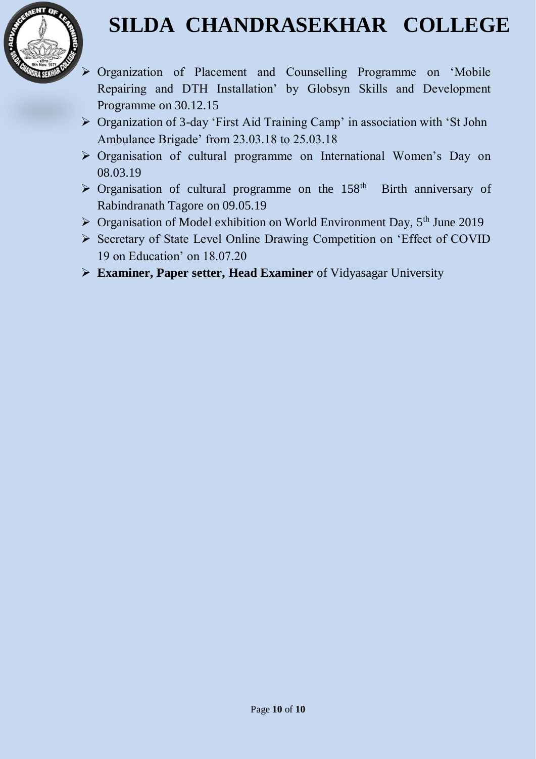- Organization of Placement and Counselling Programme on 'Mobile Repairing and DTH Installation' by Globsyn Skills and Development Programme on 30.12.15
- Organization of 3-day 'First Aid Training Camp' in association with 'St John Ambulance Brigade' from 23.03.18 to 25.03.18
- Organisation of cultural programme on International Women's Day on 08.03.19
- Organisation of cultural programme on the 158th Birth anniversary of Rabindranath Tagore on 09.05.19
- Organisation of Model exhibition on World Environment Day, 5th June 2019
- Secretary of State Level Online Drawing Competition on 'Effect of COVID 19 on Education' on 18.07.20
- **Examiner, Paper setter, Head Examiner** of Vidyasagar University